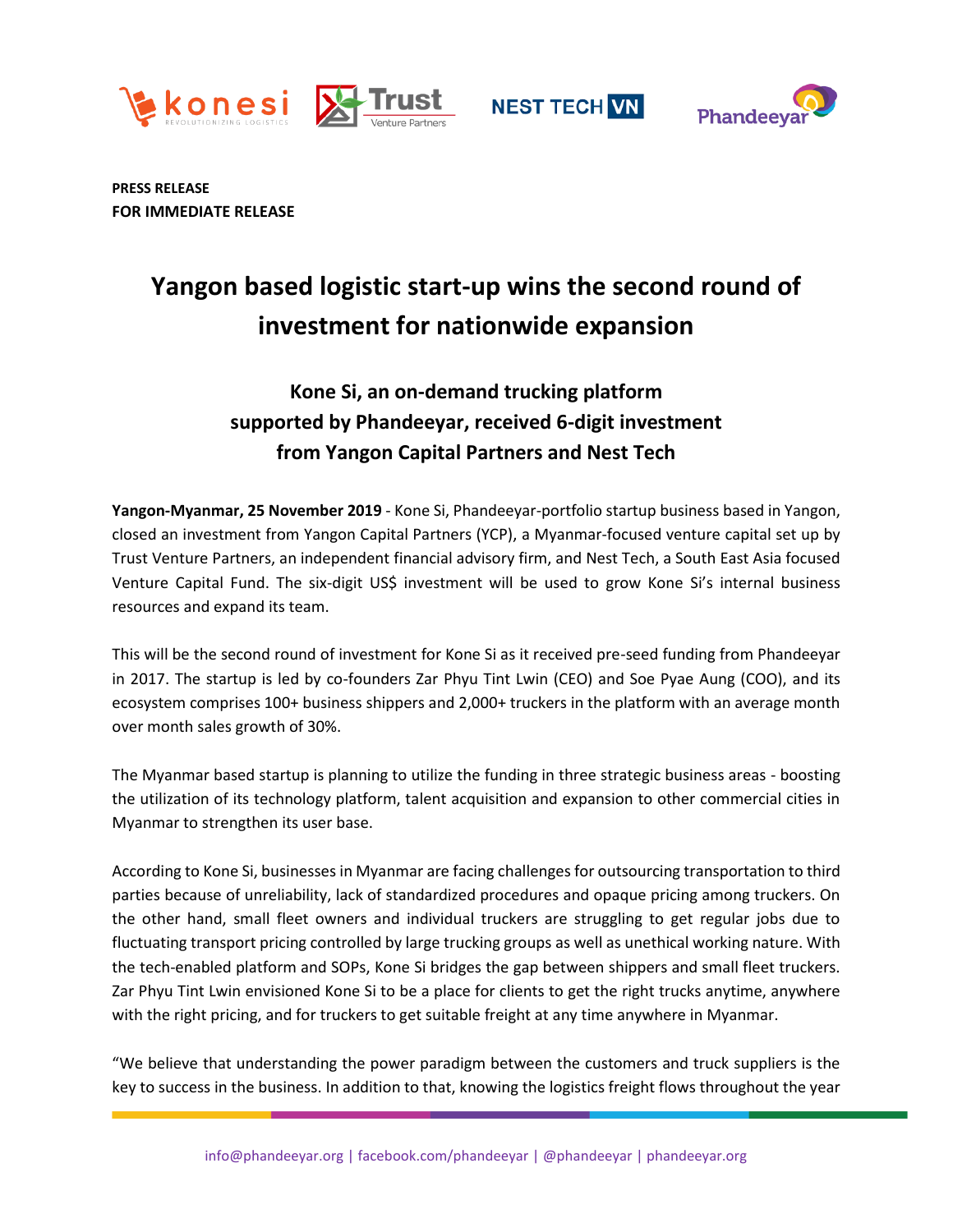**PRESS RELEASE**
**FOR IMMEDIATE RELEASE**

# Yangon based logistic start-up wins the second round of investment for nationwide expansion

## Kone Si, an on-demand trucking platform supported by Phandeeyar, received 6-digit investment from Yangon Capital Partners and Nest Tech

**Yangon-Myanmar, 25 November 2019** - Kone Si, Phandeeyar-portfolio startup business based in Yangon, closed an investment from Yangon Capital Partners (YCP), a Myanmar-focused venture capital set up by Trust Venture Partners, an independent financial advisory firm, and Nest Tech, a South East Asia focused Venture Capital Fund. The six-digit US$ investment will be used to grow Kone Si's internal business resources and expand its team.

This will be the second round of investment for Kone Si as it received pre-seed funding from Phandeeyar in 2017. The startup is led by co-founders Zar Phyu Tint Lwin (CEO) and Soe Pyae Aung (COO), and its ecosystem comprises 100+ business shippers and 2,000+ truckers in the platform with an average month over month sales growth of 30%.

The Myanmar based startup is planning to utilize the funding in three strategic business areas - boosting the utilization of its technology platform, talent acquisition and expansion to other commercial cities in Myanmar to strengthen its user base.

According to Kone Si, businesses in Myanmar are facing challenges for outsourcing transportation to third parties because of unreliability, lack of standardized procedures and opaque pricing among truckers. On the other hand, small fleet owners and individual truckers are struggling to get regular jobs due to fluctuating transport pricing controlled by large trucking groups as well as unethical working nature. With the tech-enabled platform and SOPs, Kone Si bridges the gap between shippers and small fleet truckers. Zar Phyu Tint Lwin envisioned Kone Si to be a place for clients to get the right trucks anytime, anywhere with the right pricing, and for truckers to get suitable freight at any time anywhere in Myanmar.

"We believe that understanding the power paradigm between the customers and truck suppliers is the key to success in the business. In addition to that, knowing the logistics freight flows throughout the year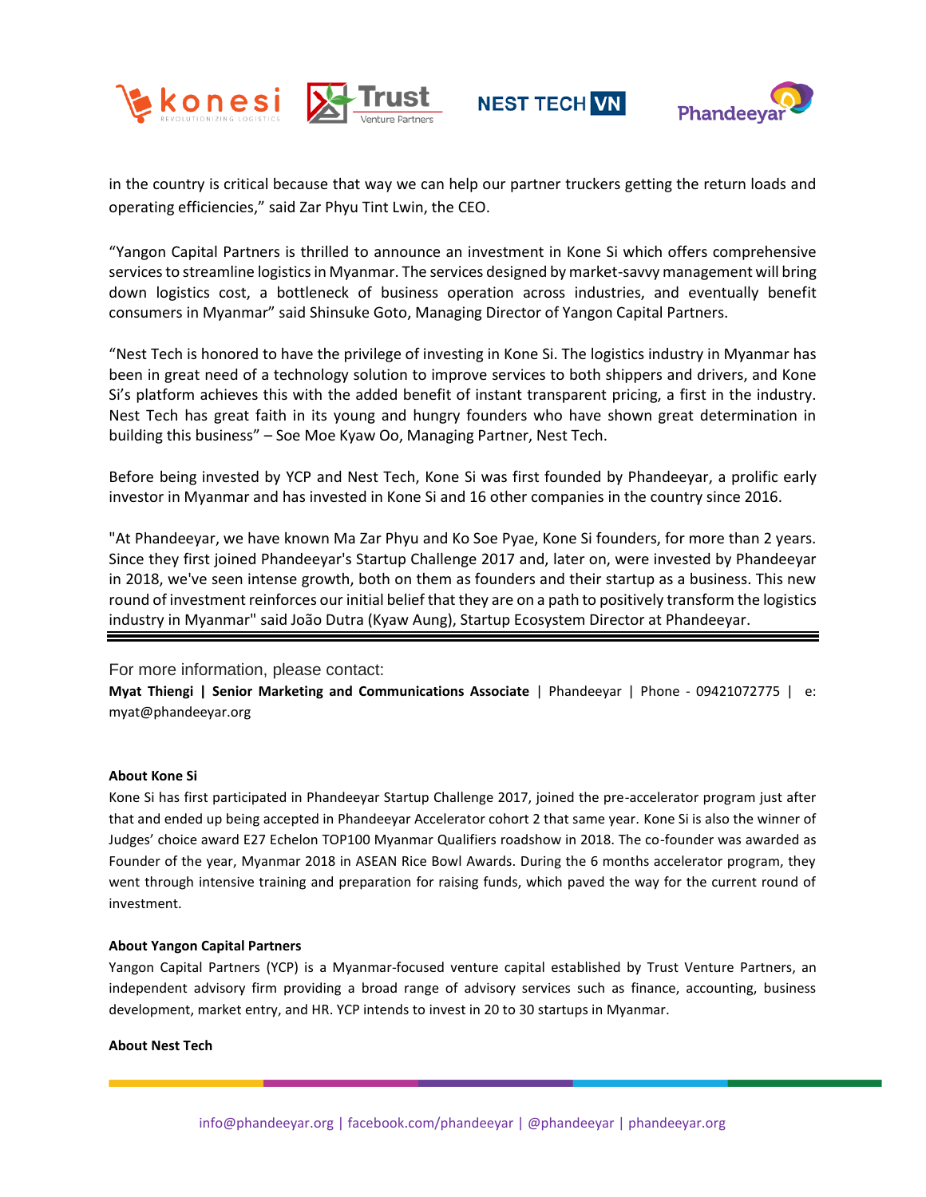in the country is critical because that way we can help our partner truckers getting the return loads and operating efficiencies," said Zar Phyu Tint Lwin, the CEO.

"Yangon Capital Partners is thrilled to announce an investment in Kone Si which offers comprehensive services to streamline logistics in Myanmar. The services designed by market-savvy management will bring down logistics cost, a bottleneck of business operation across industries, and eventually benefit consumers in Myanmar" said Shinsuke Goto, Managing Director of Yangon Capital Partners.

"Nest Tech is honored to have the privilege of investing in Kone Si. The logistics industry in Myanmar has been in great need of a technology solution to improve services to both shippers and drivers, and Kone Si's platform achieves this with the added benefit of instant transparent pricing, a first in the industry. Nest Tech has great faith in its young and hungry founders who have shown great determination in building this business" – Soe Moe Kyaw Oo, Managing Partner, Nest Tech.

Before being invested by YCP and Nest Tech, Kone Si was first founded by Phandeeyar, a prolific early investor in Myanmar and has invested in Kone Si and 16 other companies in the country since 2016.

"At Phandeeyar, we have known Ma Zar Phyu and Ko Soe Pyae, Kone Si founders, for more than 2 years. Since they first joined Phandeeyar's Startup Challenge 2017 and, later on, were invested by Phandeeyar in 2018, we've seen intense growth, both on them as founders and their startup as a business. This new round of investment reinforces our initial belief that they are on a path to positively transform the logistics industry in Myanmar" said João Dutra (Kyaw Aung), Startup Ecosystem Director at Phandeeyar.

---

For more information, please contact:

**Myat Thiengi | Senior Marketing and Communications Associate** | Phandeeyar | Phone - 09421072775 | e: myat@phandeeyar.org

**About Kone Si**

Kone Si has first participated in Phandeeyar Startup Challenge 2017, joined the pre-accelerator program just after that and ended up being accepted in Phandeeyar Accelerator cohort 2 that same year. Kone Si is also the winner of Judges' choice award E27 Echelon TOP100 Myanmar Qualifiers roadshow in 2018. The co-founder was awarded as Founder of the year, Myanmar 2018 in ASEAN Rice Bowl Awards. During the 6 months accelerator program, they went through intensive training and preparation for raising funds, which paved the way for the current round of investment.

**About Yangon Capital Partners**

Yangon Capital Partners (YCP) is a Myanmar-focused venture capital established by Trust Venture Partners, an independent advisory firm providing a broad range of advisory services such as finance, accounting, business development, market entry, and HR. YCP intends to invest in 20 to 30 startups in Myanmar.

**About Nest Tech**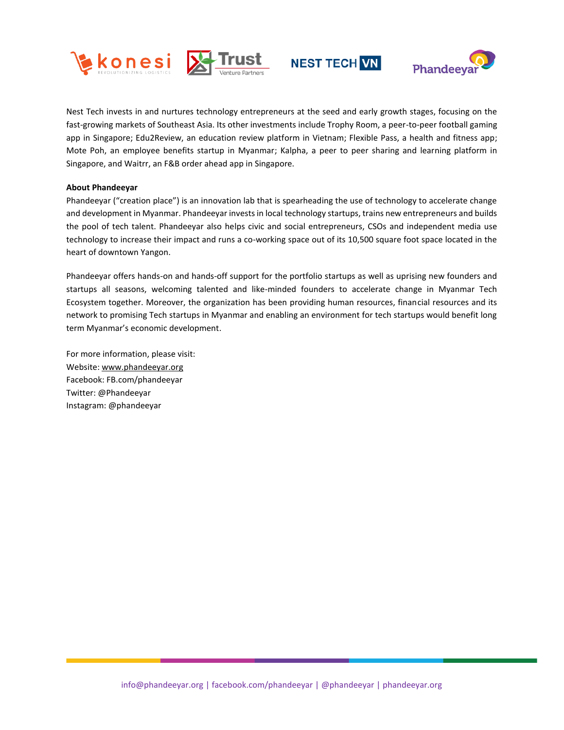Nest Tech invests in and nurtures technology entrepreneurs at the seed and early growth stages, focusing on the fast-growing markets of Southeast Asia. Its other investments include Trophy Room, a peer-to-peer football gaming app in Singapore; Edu2Review, an education review platform in Vietnam; Flexible Pass, a health and fitness app; Mote Poh, an employee benefits startup in Myanmar; Kalpha, a peer to peer sharing and learning platform in Singapore, and Waitrr, an F&B order ahead app in Singapore.

**About Phandeeyar**

Phandeeyar ("creation place") is an innovation lab that is spearheading the use of technology to accelerate change and development in Myanmar. Phandeeyar invests in local technology startups, trains new entrepreneurs and builds the pool of tech talent. Phandeeyar also helps civic and social entrepreneurs, CSOs and independent media use technology to increase their impact and runs a co-working space out of its 10,500 square foot space located in the heart of downtown Yangon.

Phandeeyar offers hands-on and hands-off support for the portfolio startups as well as uprising new founders and startups all seasons, welcoming talented and like-minded founders to accelerate change in Myanmar Tech Ecosystem together. Moreover, the organization has been providing human resources, financial resources and its network to promising Tech startups in Myanmar and enabling an environment for tech startups would benefit long term Myanmar's economic development.

For more information, please visit:
Website: www.phandeeyar.org
Facebook: FB.com/phandeeyar
Twitter: @Phandeeyar
Instagram: @phandeeyar